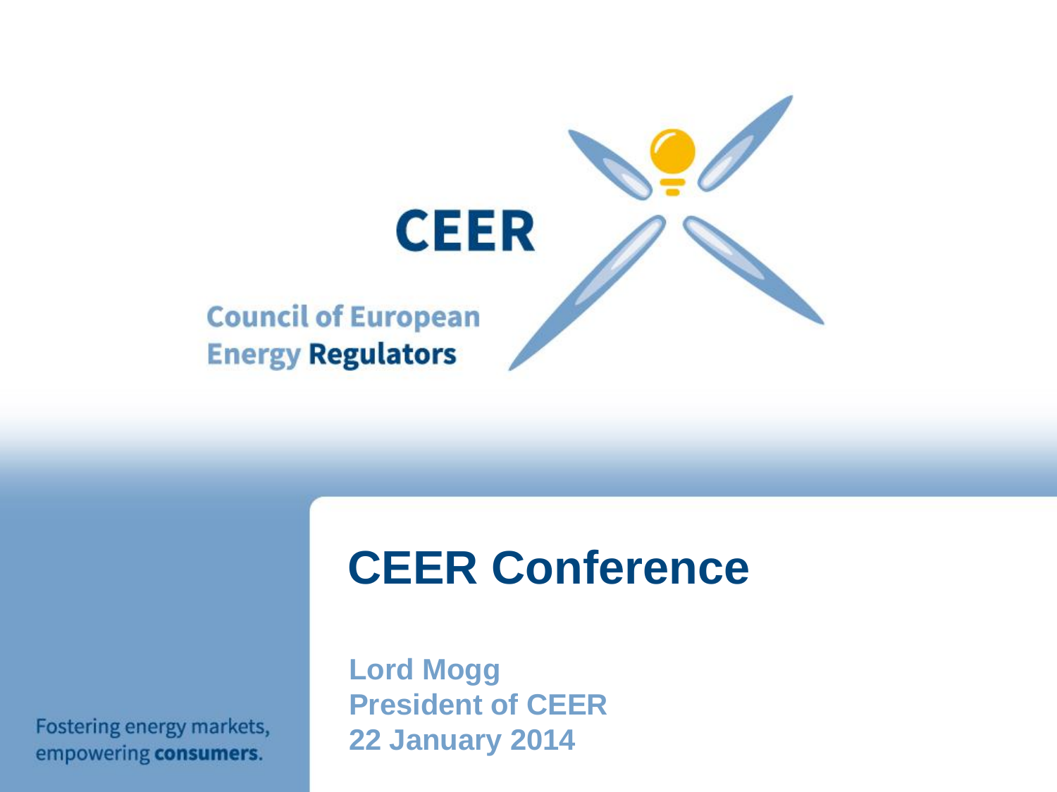# CEER

**Council of European Energy Regulators**

# CEER Conference

**Lord Mogg**
**President of CEER**
**22 January 2014**

Fostering energy markets, empowering **consumers**.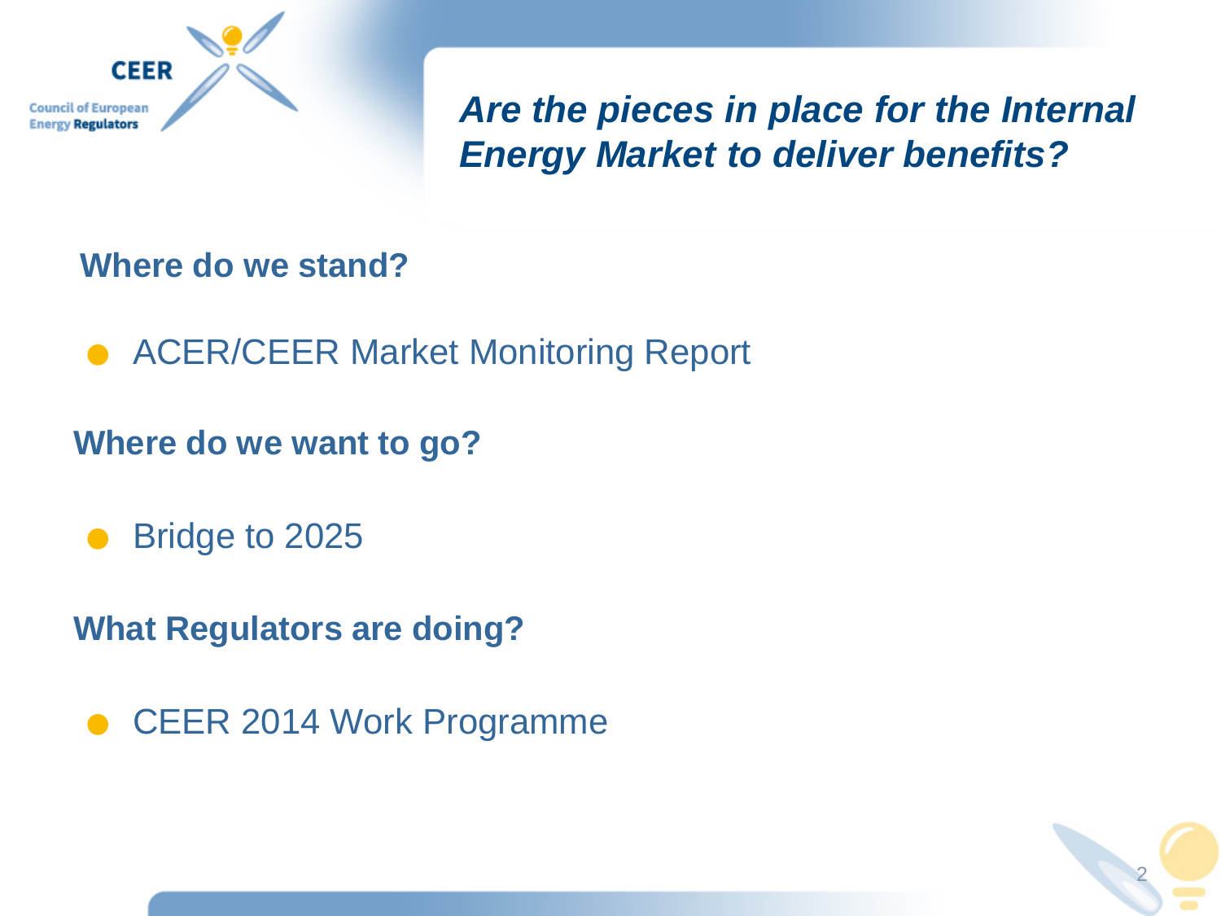# *Are the pieces in place for the Internal Energy Market to deliver benefits?*

**Where do we stand?**

- ACER/CEER Market Monitoring Report

**Where do we want to go?**

- Bridge to 2025

**What Regulators are doing?**

- CEER 2014 Work Programme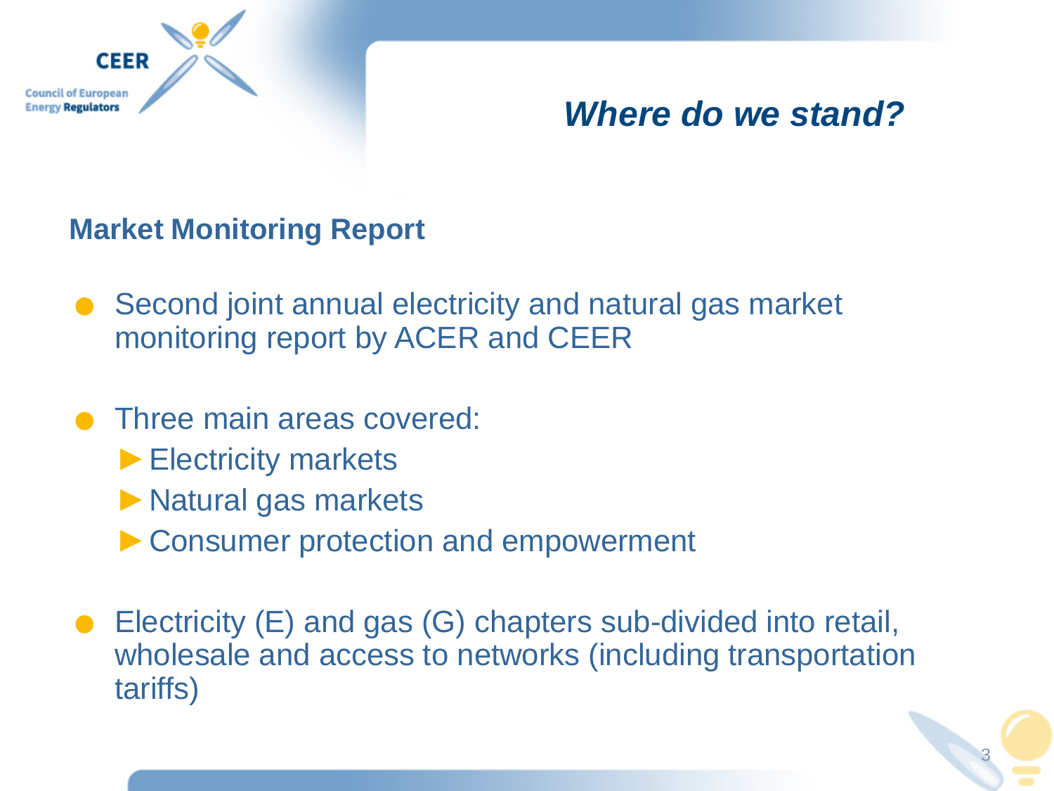# Where do we stand?

## Market Monitoring Report

- Second joint annual electricity and natural gas market monitoring report by ACER and CEER
- Three main areas covered:
  - Electricity markets
  - Natural gas markets
  - Consumer protection and empowerment
- Electricity (E) and gas (G) chapters sub-divided into retail, wholesale and access to networks (including transportation tariffs)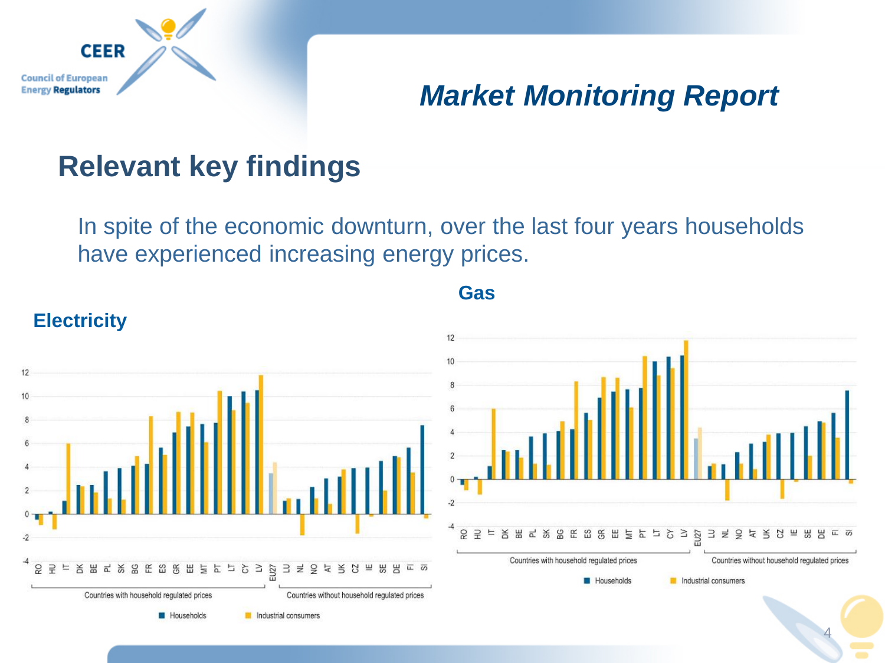## Market Monitoring Report

# Relevant key findings

In spite of the economic downturn, over the last four years households have experienced increasing energy prices.

**Electricity**

**Gas**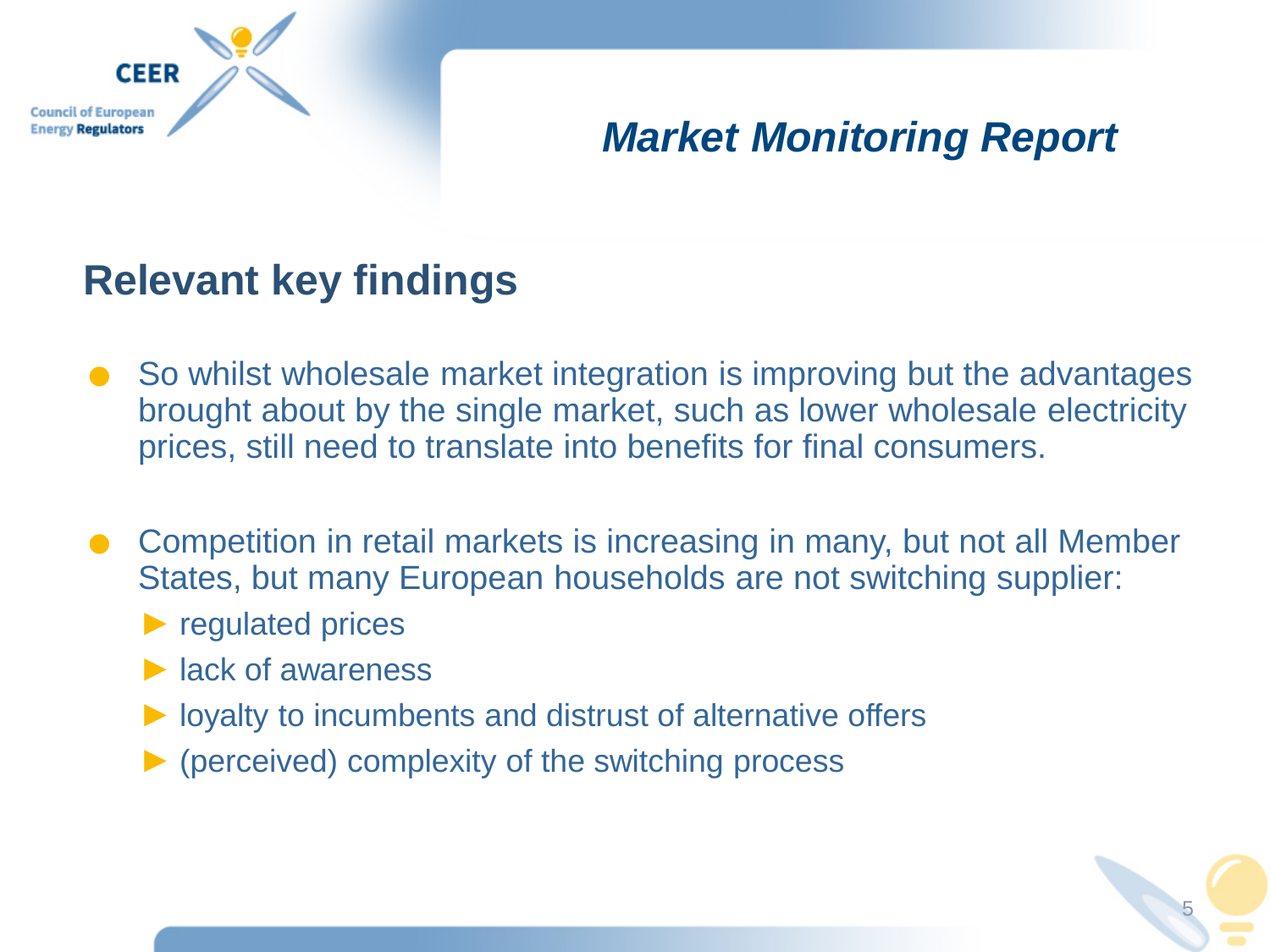*Market Monitoring Report*

## Relevant key findings

- So whilst wholesale market integration is improving but the advantages brought about by the single market, such as lower wholesale electricity prices, still need to translate into benefits for final consumers.

- Competition in retail markets is increasing in many, but not all Member States, but many European households are not switching supplier:
  - regulated prices
  - lack of awareness
  - loyalty to incumbents and distrust of alternative offers
  - (perceived) complexity of the switching process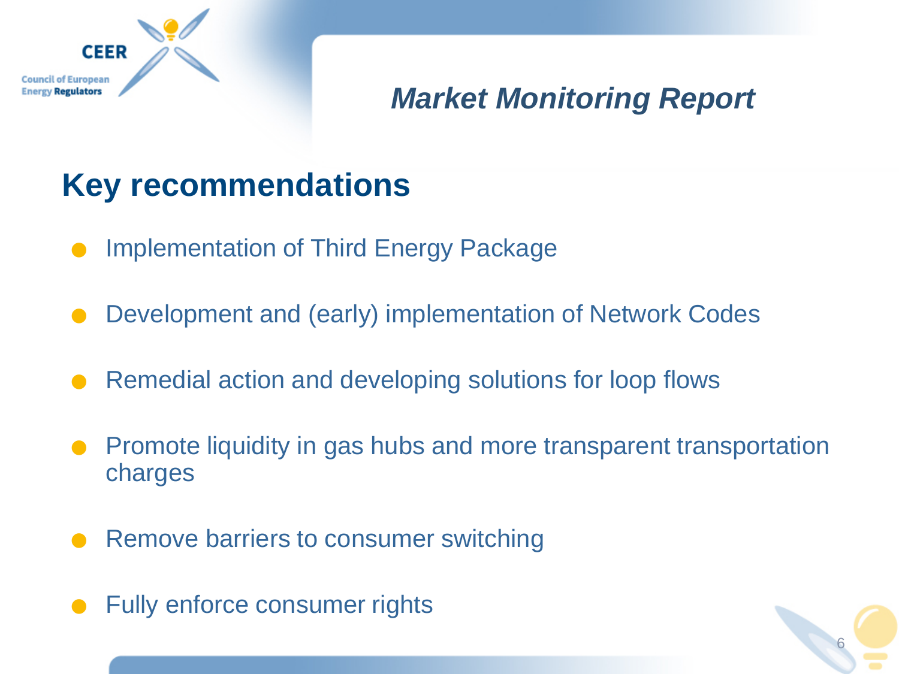# Market Monitoring Report

## Key recommendations

- Implementation of Third Energy Package
- Development and (early) implementation of Network Codes
- Remedial action and developing solutions for loop flows
- Promote liquidity in gas hubs and more transparent transportation charges
- Remove barriers to consumer switching
- Fully enforce consumer rights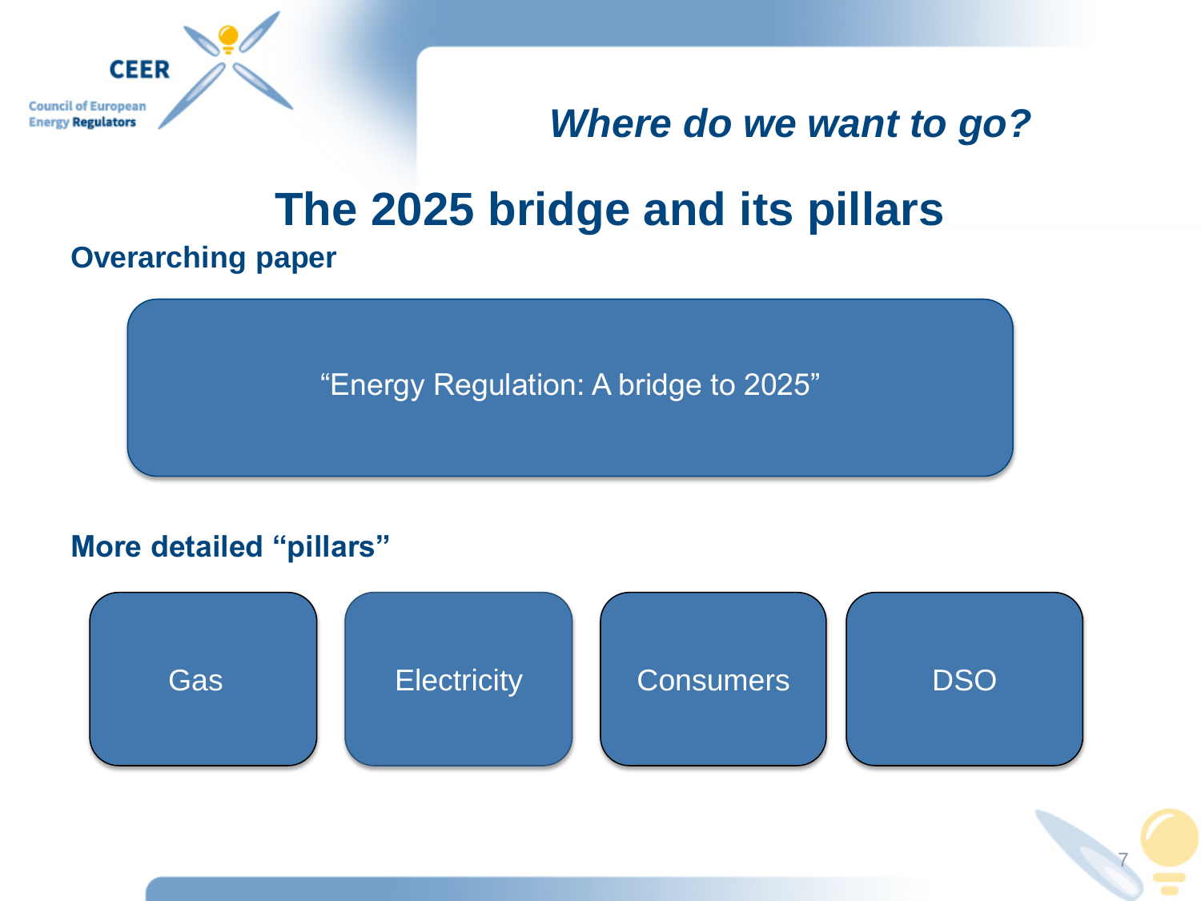*Where do we want to go?*

# The 2025 bridge and its pillars

**Overarching paper**

“Energy Regulation: A bridge to 2025”

**More detailed “pillars”**

- Gas
- Electricity
- Consumers
- DSO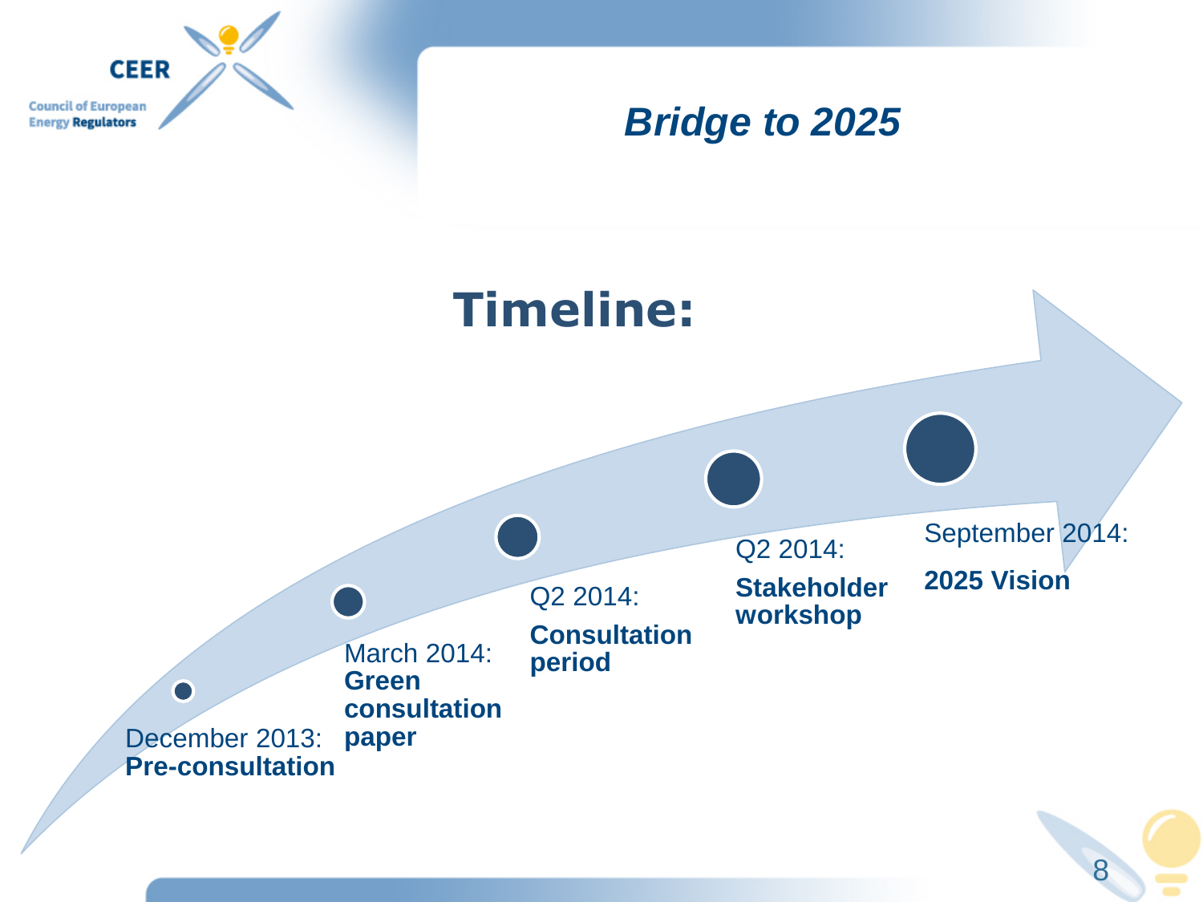# Bridge to 2025

## Timeline:

- December 2013: **Pre-consultation**
- March 2014: **Green consultation paper**
- Q2 2014: **Consultation period**
- Q2 2014: **Stakeholder workshop**
- September 2014: **2025 Vision**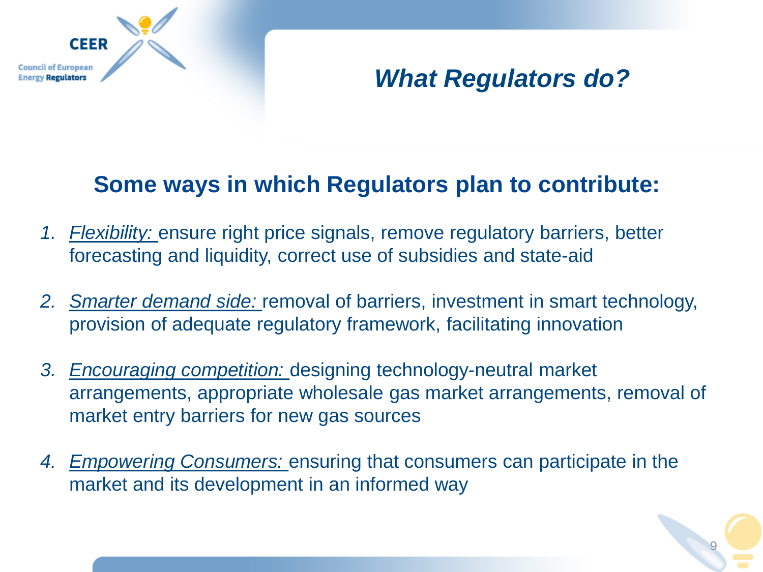# What Regulators do?

## Some ways in which Regulators plan to contribute:

1. *Flexibility:* ensure right price signals, remove regulatory barriers, better forecasting and liquidity, correct use of subsidies and state-aid

2. *Smarter demand side:* removal of barriers, investment in smart technology, provision of adequate regulatory framework, facilitating innovation

3. *Encouraging competition:* designing technology-neutral market arrangements, appropriate wholesale gas market arrangements, removal of market entry barriers for new gas sources

4. *Empowering Consumers:* ensuring that consumers can participate in the market and its development in an informed way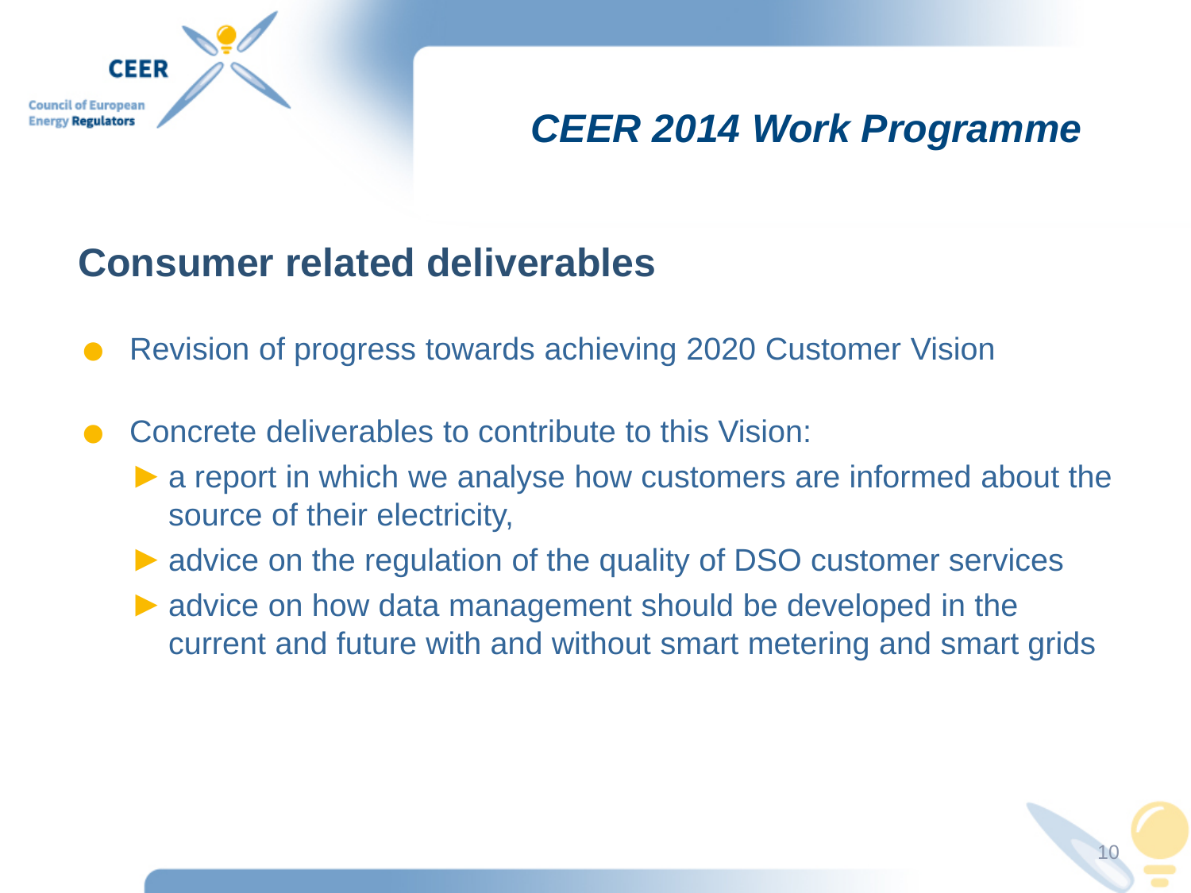# CEER 2014 Work Programme

## Consumer related deliverables

- Revision of progress towards achieving 2020 Customer Vision
- Concrete deliverables to contribute to this Vision:
  - a report in which we analyse how customers are informed about the source of their electricity,
  - advice on the regulation of the quality of DSO customer services
  - advice on how data management should be developed in the current and future with and without smart metering and smart grids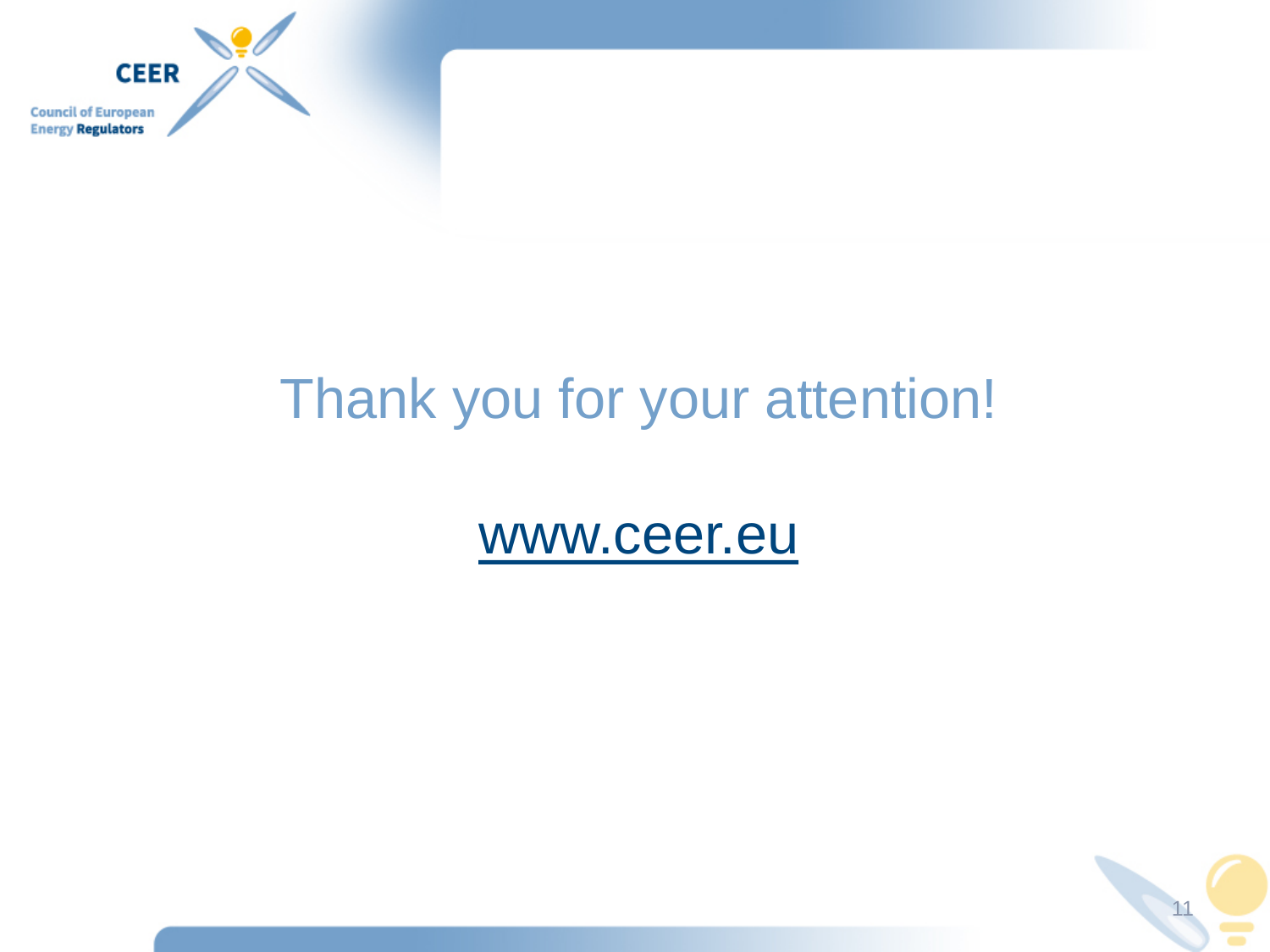Thank you for your attention!

[www.ceer.eu](http://www.ceer.eu)